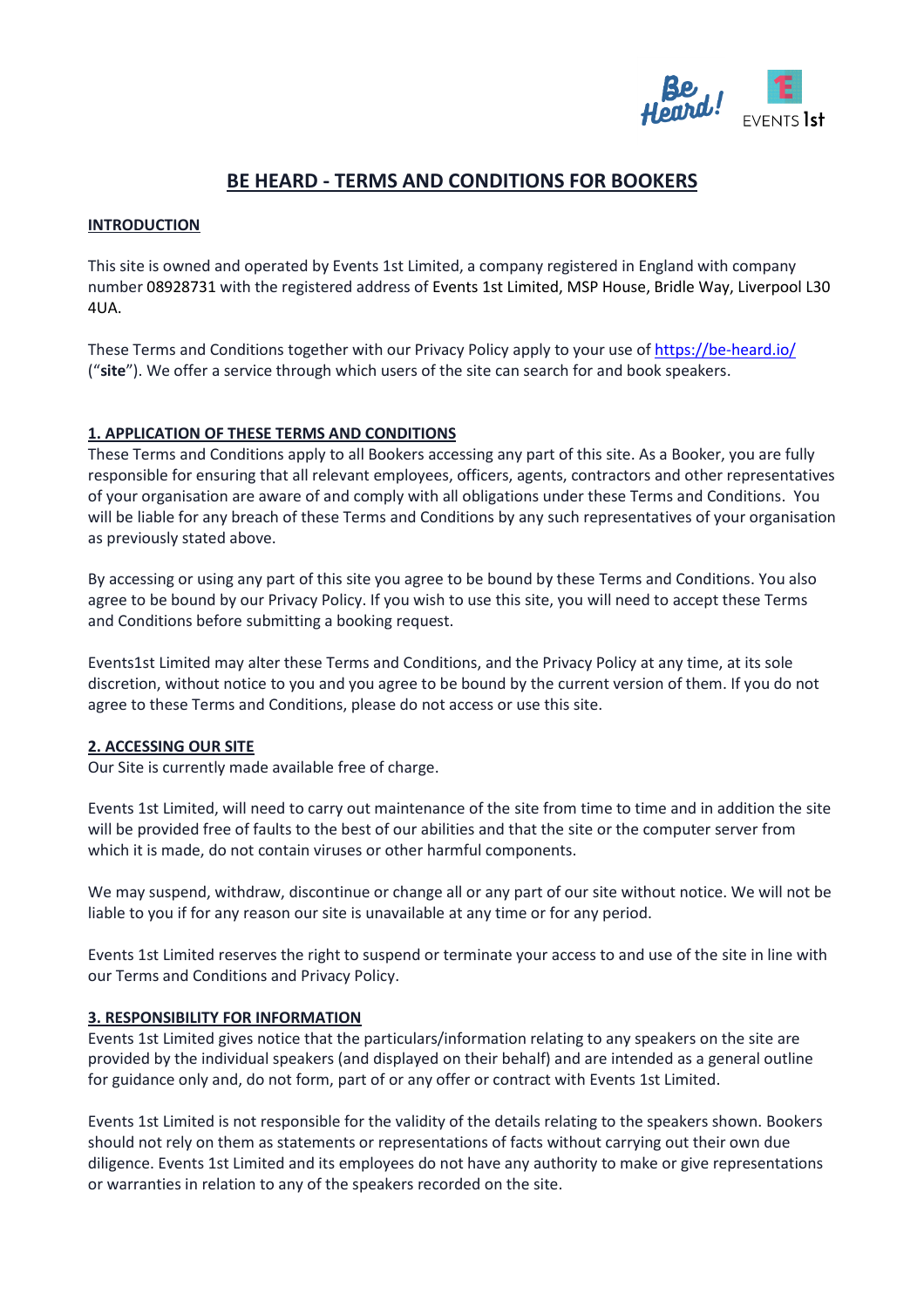# BE HEARD - TERMS AND CONDITIONS FOR BOOKERS

## INTRODUCTION

This site is owned and operated by Events 1st Limited, a company registered in England with company number 08928731 with the registered address of Events 1st Limited, MSP House, Bridle Way, Liverpool L30 4UA.

These Terms and Conditions together with our Privacy Policy apply to your use of https://be-heard.io/ ("**site**"). We offer a service through which users of the site can search for and book speakers.

## 1. APPLICATION OF THESE TERMS AND CONDITIONS

These Terms and Conditions apply to all Bookers accessing any part of this site. As a Booker, you are fully responsible for ensuring that all relevant employees, officers, agents, contractors and other representatives of your organisation are aware of and comply with all obligations under these Terms and Conditions. You will be liable for any breach of these Terms and Conditions by any such representatives of your organisation as previously stated above.

By accessing or using any part of this site you agree to be bound by these Terms and Conditions. You also agree to be bound by our Privacy Policy. If you wish to use this site, you will need to accept these Terms and Conditions before submitting a booking request.

Events1st Limited may alter these Terms and Conditions, and the Privacy Policy at any time, at its sole discretion, without notice to you and you agree to be bound by the current version of them. If you do not agree to these Terms and Conditions, please do not access or use this site.

## 2. ACCESSING OUR SITE

Our Site is currently made available free of charge.

Events 1st Limited, will need to carry out maintenance of the site from time to time and in addition the site will be provided free of faults to the best of our abilities and that the site or the computer server from which it is made, do not contain viruses or other harmful components.

We may suspend, withdraw, discontinue or change all or any part of our site without notice. We will not be liable to you if for any reason our site is unavailable at any time or for any period.

Events 1st Limited reserves the right to suspend or terminate your access to and use of the site in line with our Terms and Conditions and Privacy Policy.

## 3. RESPONSIBILITY FOR INFORMATION

Events 1st Limited gives notice that the particulars/information relating to any speakers on the site are provided by the individual speakers (and displayed on their behalf) and are intended as a general outline for guidance only and, do not form, part of or any offer or contract with Events 1st Limited.

Events 1st Limited is not responsible for the validity of the details relating to the speakers shown. Bookers should not rely on them as statements or representations of facts without carrying out their own due diligence. Events 1st Limited and its employees do not have any authority to make or give representations or warranties in relation to any of the speakers recorded on the site.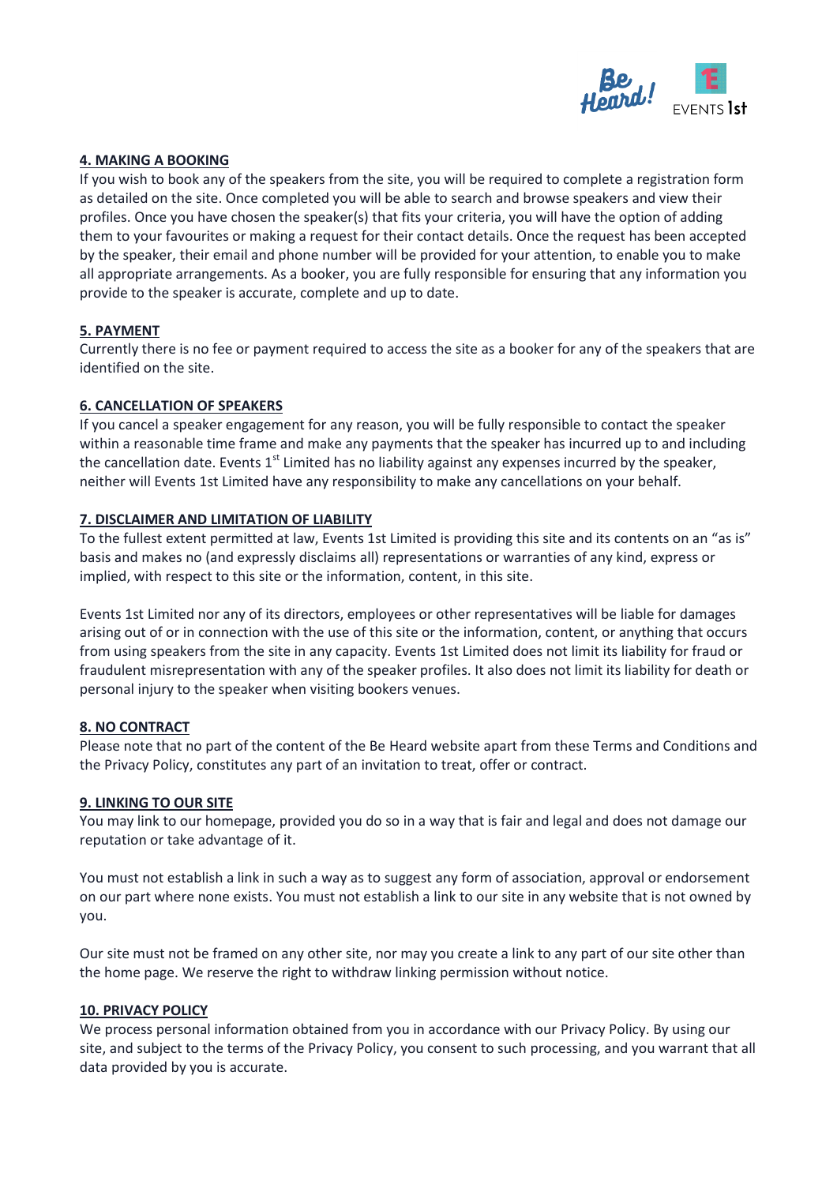**4. MAKING A BOOKING**

If you wish to book any of the speakers from the site, you will be required to complete a registration form as detailed on the site. Once completed you will be able to search and browse speakers and view their profiles. Once you have chosen the speaker(s) that fits your criteria, you will have the option of adding them to your favourites or making a request for their contact details. Once the request has been accepted by the speaker, their email and phone number will be provided for your attention, to enable you to make all appropriate arrangements. As a booker, you are fully responsible for ensuring that any information you provide to the speaker is accurate, complete and up to date.

**5. PAYMENT**

Currently there is no fee or payment required to access the site as a booker for any of the speakers that are identified on the site.

**6. CANCELLATION OF SPEAKERS**

If you cancel a speaker engagement for any reason, you will be fully responsible to contact the speaker within a reasonable time frame and make any payments that the speaker has incurred up to and including the cancellation date. Events 1st Limited has no liability against any expenses incurred by the speaker, neither will Events 1st Limited have any responsibility to make any cancellations on your behalf.

**7. DISCLAIMER AND LIMITATION OF LIABILITY**

To the fullest extent permitted at law, Events 1st Limited is providing this site and its contents on an "as is" basis and makes no (and expressly disclaims all) representations or warranties of any kind, express or implied, with respect to this site or the information, content, in this site.

Events 1st Limited nor any of its directors, employees or other representatives will be liable for damages arising out of or in connection with the use of this site or the information, content, or anything that occurs from using speakers from the site in any capacity. Events 1st Limited does not limit its liability for fraud or fraudulent misrepresentation with any of the speaker profiles. It also does not limit its liability for death or personal injury to the speaker when visiting bookers venues.

**8. NO CONTRACT**

Please note that no part of the content of the Be Heard website apart from these Terms and Conditions and the Privacy Policy, constitutes any part of an invitation to treat, offer or contract.

**9. LINKING TO OUR SITE**

You may link to our homepage, provided you do so in a way that is fair and legal and does not damage our reputation or take advantage of it.

You must not establish a link in such a way as to suggest any form of association, approval or endorsement on our part where none exists. You must not establish a link to our site in any website that is not owned by you.

Our site must not be framed on any other site, nor may you create a link to any part of our site other than the home page. We reserve the right to withdraw linking permission without notice.

**10. PRIVACY POLICY**

We process personal information obtained from you in accordance with our Privacy Policy. By using our site, and subject to the terms of the Privacy Policy, you consent to such processing, and you warrant that all data provided by you is accurate.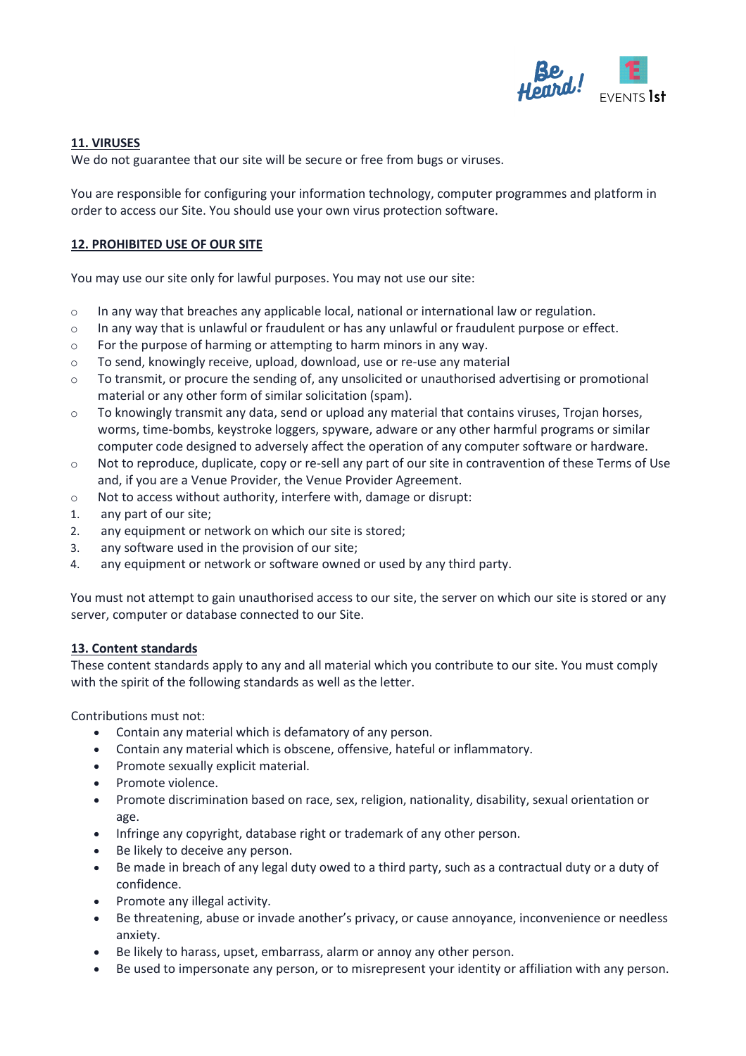**11. VIRUSES**

We do not guarantee that our site will be secure or free from bugs or viruses.

You are responsible for configuring your information technology, computer programmes and platform in order to access our Site. You should use your own virus protection software.

**12. PROHIBITED USE OF OUR SITE**

You may use our site only for lawful purposes. You may not use our site:

- In any way that breaches any applicable local, national or international law or regulation.
- In any way that is unlawful or fraudulent or has any unlawful or fraudulent purpose or effect.
- For the purpose of harming or attempting to harm minors in any way.
- To send, knowingly receive, upload, download, use or re-use any material
- To transmit, or procure the sending of, any unsolicited or unauthorised advertising or promotional material or any other form of similar solicitation (spam).
- To knowingly transmit any data, send or upload any material that contains viruses, Trojan horses, worms, time-bombs, keystroke loggers, spyware, adware or any other harmful programs or similar computer code designed to adversely affect the operation of any computer software or hardware.
- Not to reproduce, duplicate, copy or re-sell any part of our site in contravention of these Terms of Use and, if you are a Venue Provider, the Venue Provider Agreement.
- Not to access without authority, interfere with, damage or disrupt:

1. any part of our site;
2. any equipment or network on which our site is stored;
3. any software used in the provision of our site;
4. any equipment or network or software owned or used by any third party.

You must not attempt to gain unauthorised access to our site, the server on which our site is stored or any server, computer or database connected to our Site.

**13. Content standards**

These content standards apply to any and all material which you contribute to our site. You must comply with the spirit of the following standards as well as the letter.

Contributions must not:

- Contain any material which is defamatory of any person.
- Contain any material which is obscene, offensive, hateful or inflammatory.
- Promote sexually explicit material.
- Promote violence.
- Promote discrimination based on race, sex, religion, nationality, disability, sexual orientation or age.
- Infringe any copyright, database right or trademark of any other person.
- Be likely to deceive any person.
- Be made in breach of any legal duty owed to a third party, such as a contractual duty or a duty of confidence.
- Promote any illegal activity.
- Be threatening, abuse or invade another's privacy, or cause annoyance, inconvenience or needless anxiety.
- Be likely to harass, upset, embarrass, alarm or annoy any other person.
- Be used to impersonate any person, or to misrepresent your identity or affiliation with any person.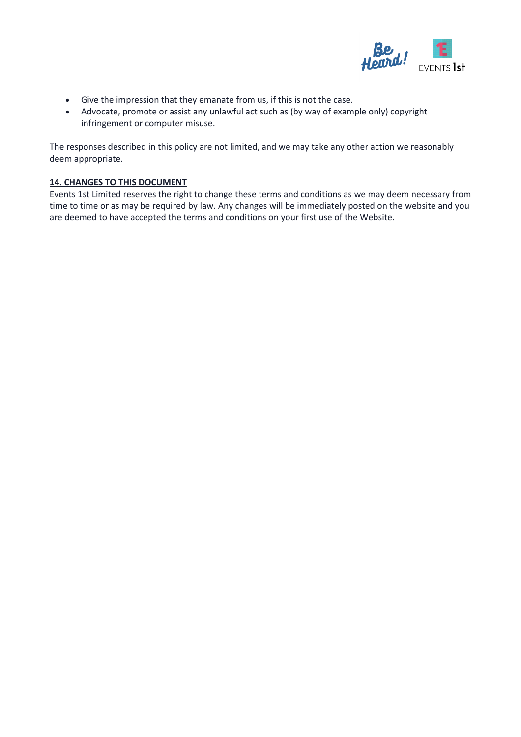- Give the impression that they emanate from us, if this is not the case.
- Advocate, promote or assist any unlawful act such as (by way of example only) copyright infringement or computer misuse.

The responses described in this policy are not limited, and we may take any other action we reasonably deem appropriate.

## 14. CHANGES TO THIS DOCUMENT

Events 1st Limited reserves the right to change these terms and conditions as we may deem necessary from time to time or as may be required by law. Any changes will be immediately posted on the website and you are deemed to have accepted the terms and conditions on your first use of the Website.